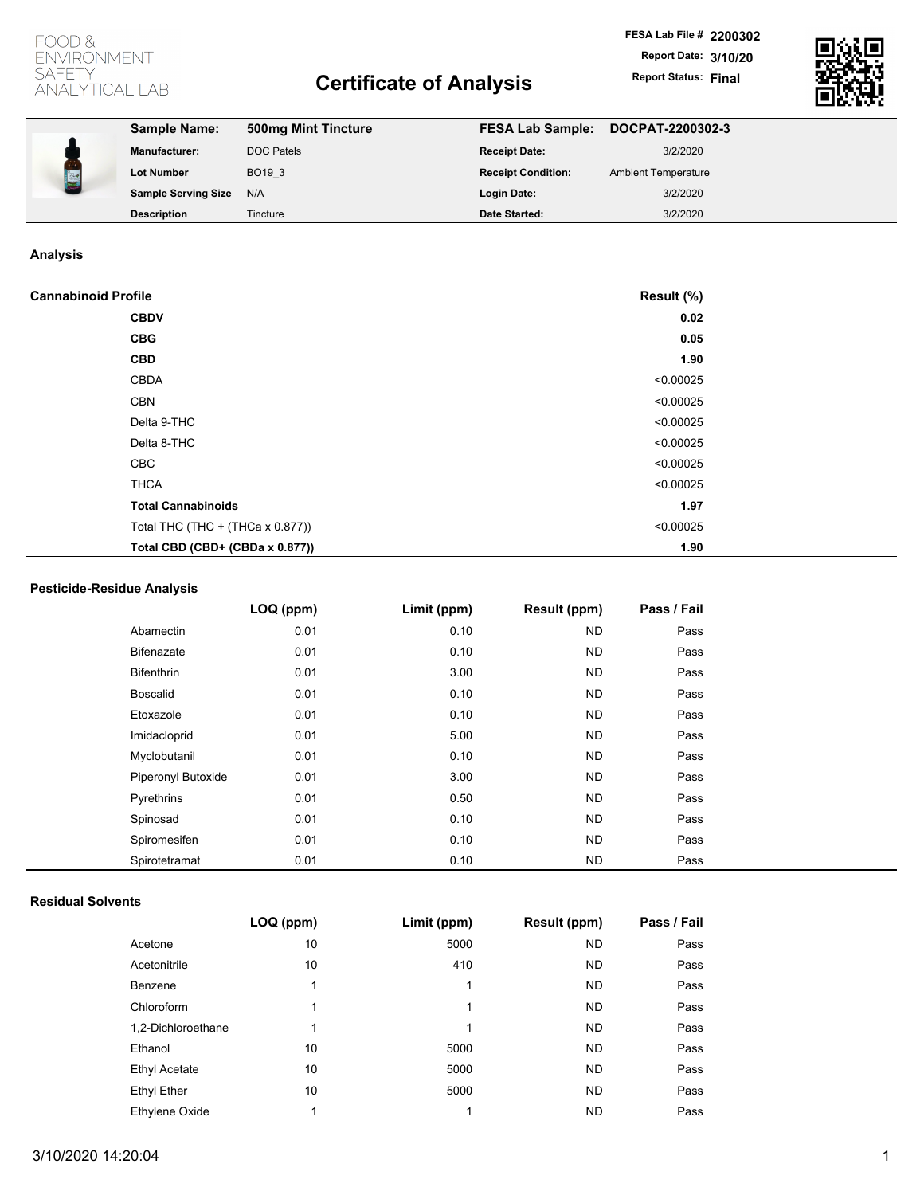FOOD & ENVIRONMENT SAFETY ANALYTICAL LAB

# Certificate of Analysis

**FESA Lab File #** **2200302**
**Report Date:** **3/10/20**
**Report Status:** **Final**

| | | | |
|---|---|---|---|
| **Sample Name:** | **500mg Mint Tincture** | **FESA Lab Sample:** | **DOCPAT-2200302-3** |
| **Manufacturer:** | DOC Patels | **Receipt Date:** | 3/2/2020 |
| **Lot Number** | BO19_3 | **Receipt Condition:** | Ambient Temperature |
| **Sample Serving Size** | N/A | **Login Date:** | 3/2/2020 |
| **Description** | Tincture | **Date Started:** | 3/2/2020 |

## Analysis

### Cannabinoid Profile

| | Result (%) |
|---|---|
| **CBDV** | **0.02** |
| **CBG** | **0.05** |
| **CBD** | **1.90** |
| CBDA | <0.00025 |
| CBN | <0.00025 |
| Delta 9-THC | <0.00025 |
| Delta 8-THC | <0.00025 |
| CBC | <0.00025 |
| THCA | <0.00025 |
| **Total Cannabinoids** | **1.97** |
| Total THC (THC + (THCa x 0.877)) | <0.00025 |
| **Total CBD (CBD+ (CBDa x 0.877))** | **1.90** |

### Pesticide-Residue Analysis

| | LOQ (ppm) | Limit (ppm) | Result (ppm) | Pass / Fail |
|---|---|---|---|---|
| Abamectin | 0.01 | 0.10 | ND | Pass |
| Bifenazate | 0.01 | 0.10 | ND | Pass |
| Bifenthrin | 0.01 | 3.00 | ND | Pass |
| Boscalid | 0.01 | 0.10 | ND | Pass |
| Etoxazole | 0.01 | 0.10 | ND | Pass |
| Imidacloprid | 0.01 | 5.00 | ND | Pass |
| Myclobutanil | 0.01 | 0.10 | ND | Pass |
| Piperonyl Butoxide | 0.01 | 3.00 | ND | Pass |
| Pyrethrins | 0.01 | 0.50 | ND | Pass |
| Spinosad | 0.01 | 0.10 | ND | Pass |
| Spiromesifen | 0.01 | 0.10 | ND | Pass |
| Spirotetramat | 0.01 | 0.10 | ND | Pass |

### Residual Solvents

| | LOQ (ppm) | Limit (ppm) | Result (ppm) | Pass / Fail |
|---|---|---|---|---|
| Acetone | 10 | 5000 | ND | Pass |
| Acetonitrile | 10 | 410 | ND | Pass |
| Benzene | 1 | 1 | ND | Pass |
| Chloroform | 1 | 1 | ND | Pass |
| 1,2-Dichloroethane | 1 | 1 | ND | Pass |
| Ethanol | 10 | 5000 | ND | Pass |
| Ethyl Acetate | 10 | 5000 | ND | Pass |
| Ethyl Ether | 10 | 5000 | ND | Pass |
| Ethylene Oxide | 1 | 1 | ND | Pass |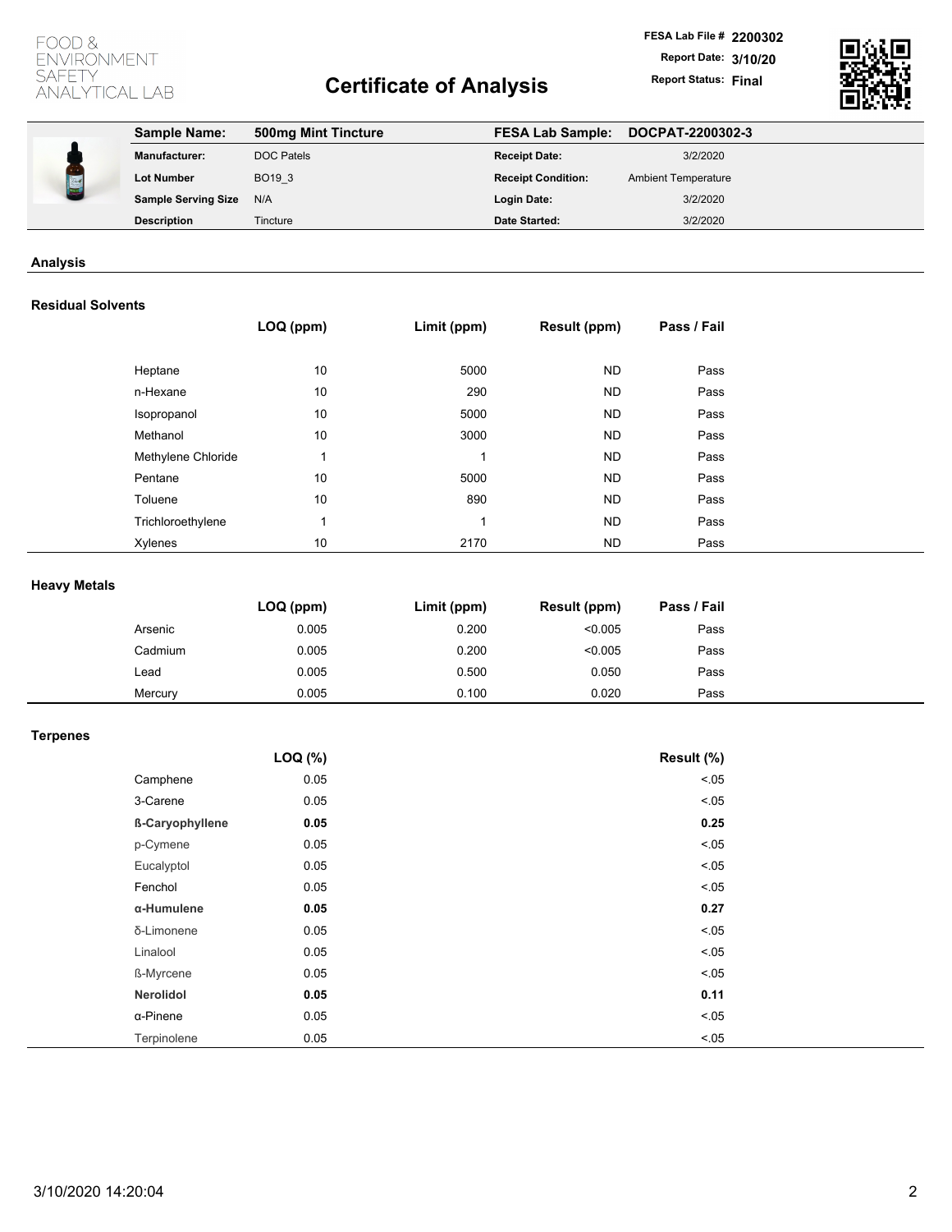FOOD & ENVIRONMENT SAFETY ANALYTICAL LAB

# Certificate of Analysis

**FESA Lab File #** 2200302
**Report Date:** 3/10/20
**Report Status:** Final

| **Sample Name:** | **500mg Mint Tincture** | **FESA Lab Sample:** | **DOCPAT-2200302-3** |
|---|---|---|---|
| **Manufacturer:** | DOC Patels | **Receipt Date:** | 3/2/2020 |
| **Lot Number** | BO19_3 | **Receipt Condition:** | Ambient Temperature |
| **Sample Serving Size** | N/A | **Login Date:** | 3/2/2020 |
| **Description** | Tincture | **Date Started:** | 3/2/2020 |

## Analysis

### Residual Solvents

| | LOQ (ppm) | Limit (ppm) | Result (ppm) | Pass / Fail |
|---|---|---|---|---|
| Heptane | 10 | 5000 | ND | Pass |
| n-Hexane | 10 | 290 | ND | Pass |
| Isopropanol | 10 | 5000 | ND | Pass |
| Methanol | 10 | 3000 | ND | Pass |
| Methylene Chloride | 1 | 1 | ND | Pass |
| Pentane | 10 | 5000 | ND | Pass |
| Toluene | 10 | 890 | ND | Pass |
| Trichloroethylene | 1 | 1 | ND | Pass |
| Xylenes | 10 | 2170 | ND | Pass |

### Heavy Metals

| | LOQ (ppm) | Limit (ppm) | Result (ppm) | Pass / Fail |
|---|---|---|---|---|
| Arsenic | 0.005 | 0.200 | <0.005 | Pass |
| Cadmium | 0.005 | 0.200 | <0.005 | Pass |
| Lead | 0.005 | 0.500 | 0.050 | Pass |
| Mercury | 0.005 | 0.100 | 0.020 | Pass |

### Terpenes

| | LOQ (%) | Result (%) |
|---|---|---|
| Camphene | 0.05 | <.05 |
| 3-Carene | 0.05 | <.05 |
| **ß-Caryophyllene** | **0.05** | **0.25** |
| p-Cymene | 0.05 | <.05 |
| Eucalyptol | 0.05 | <.05 |
| Fenchol | 0.05 | <.05 |
| **α-Humulene** | **0.05** | **0.27** |
| δ-Limonene | 0.05 | <.05 |
| Linalool | 0.05 | <.05 |
| ß-Myrcene | 0.05 | <.05 |
| **Nerolidol** | **0.05** | **0.11** |
| α-Pinene | 0.05 | <.05 |
| Terpinolene | 0.05 | <.05 |

3/10/2020 14:20:04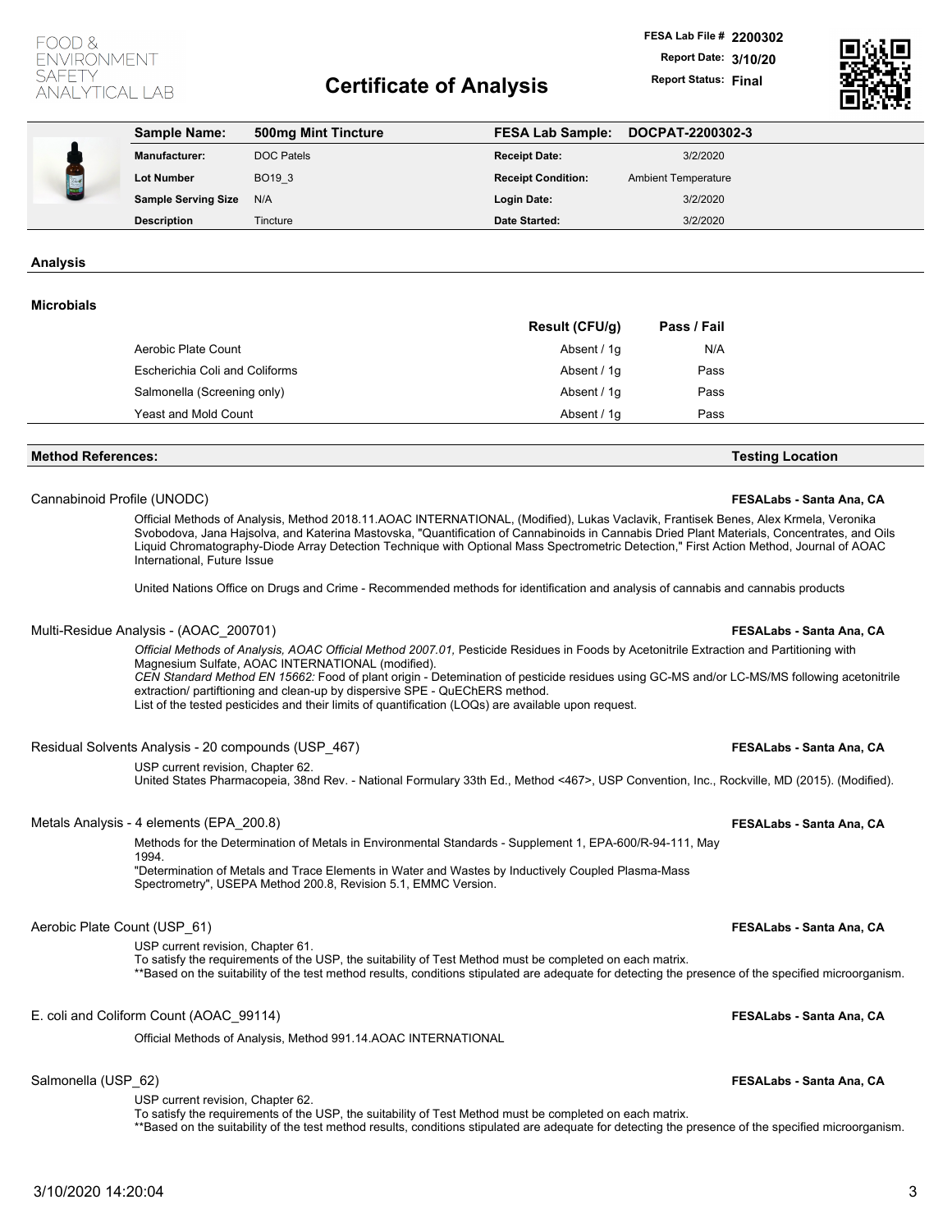FOOD & ENVIRONMENT SAFETY ANALYTICAL LAB

# Certificate of Analysis

**FESA Lab File #** **2200302**
**Report Date:** **3/10/20**
**Report Status:** **Final**

| **Sample Name:** | **500mg Mint Tincture** | **FESA Lab Sample:** | **DOCPAT-2200302-3** |
|---|---|---|---|
| **Manufacturer:** | DOC Patels | **Receipt Date:** | 3/2/2020 |
| **Lot Number** | BO19_3 | **Receipt Condition:** | Ambient Temperature |
| **Sample Serving Size** | N/A | **Login Date:** | 3/2/2020 |
| **Description** | Tincture | **Date Started:** | 3/2/2020 |

## Analysis

### Microbials

| | Result (CFU/g) | Pass / Fail |
|---|---|---|
| Aerobic Plate Count | Absent / 1g | N/A |
| Escherichia Coli and Coliforms | Absent / 1g | Pass |
| Salmonella (Screening only) | Absent / 1g | Pass |
| Yeast and Mold Count | Absent / 1g | Pass |

## Method References: — Testing Location

**Cannabinoid Profile (UNODC)** — **FESALabs - Santa Ana, CA**

Official Methods of Analysis, Method 2018.11.AOAC INTERNATIONAL, (Modified), Lukas Vaclavik, Frantisek Benes, Alex Krmela, Veronika Svobodova, Jana Hajsolva, and Katerina Mastovska, "Quantification of Cannabinoids in Cannabis Dried Plant Materials, Concentrates, and Oils Liquid Chromatography-Diode Array Detection Technique with Optional Mass Spectrometric Detection," First Action Method, Journal of AOAC International, Future Issue

United Nations Office on Drugs and Crime - Recommended methods for identification and analysis of cannabis and cannabis products

**Multi-Residue Analysis - (AOAC_200701)** — **FESALabs - Santa Ana, CA**

*Official Methods of Analysis, AOAC Official Method 2007.01,* Pesticide Residues in Foods by Acetonitrile Extraction and Partitioning with Magnesium Sulfate, AOAC INTERNATIONAL (modified).
*CEN Standard Method EN 15662:* Food of plant origin - Detemination of pesticide residues using GC-MS and/or LC-MS/MS following acetonitrile extraction/ partiftioning and clean-up by dispersive SPE - QuEChERS method.
List of the tested pesticides and their limits of quantification (LOQs) are available upon request.

**Residual Solvents Analysis - 20 compounds (USP_467)** — **FESALabs - Santa Ana, CA**

USP current revision, Chapter 62.
United States Pharmacopeia, 38nd Rev. - National Formulary 33th Ed., Method <467>, USP Convention, Inc., Rockville, MD (2015). (Modified).

**Metals Analysis - 4 elements (EPA_200.8)** — **FESALabs - Santa Ana, CA**

Methods for the Determination of Metals in Environmental Standards - Supplement 1, EPA-600/R-94-111, May 1994.
"Determination of Metals and Trace Elements in Water and Wastes by Inductively Coupled Plasma-Mass Spectrometry", USEPA Method 200.8, Revision 5.1, EMMC Version.

**Aerobic Plate Count (USP_61)** — **FESALabs - Santa Ana, CA**

USP current revision, Chapter 61.
To satisfy the requirements of the USP, the suitability of Test Method must be completed on each matrix.
**Based on the suitability of the test method results, conditions stipulated are adequate for detecting the presence of the specified microorganism.

**E. coli and Coliform Count (AOAC_99114)** — **FESALabs - Santa Ana, CA**

Official Methods of Analysis, Method 991.14.AOAC INTERNATIONAL

**Salmonella (USP_62)** — **FESALabs - Santa Ana, CA**

USP current revision, Chapter 62.
To satisfy the requirements of the USP, the suitability of Test Method must be completed on each matrix.
**Based on the suitability of the test method results, conditions stipulated are adequate for detecting the presence of the specified microorganism.

3/10/2020 14:20:04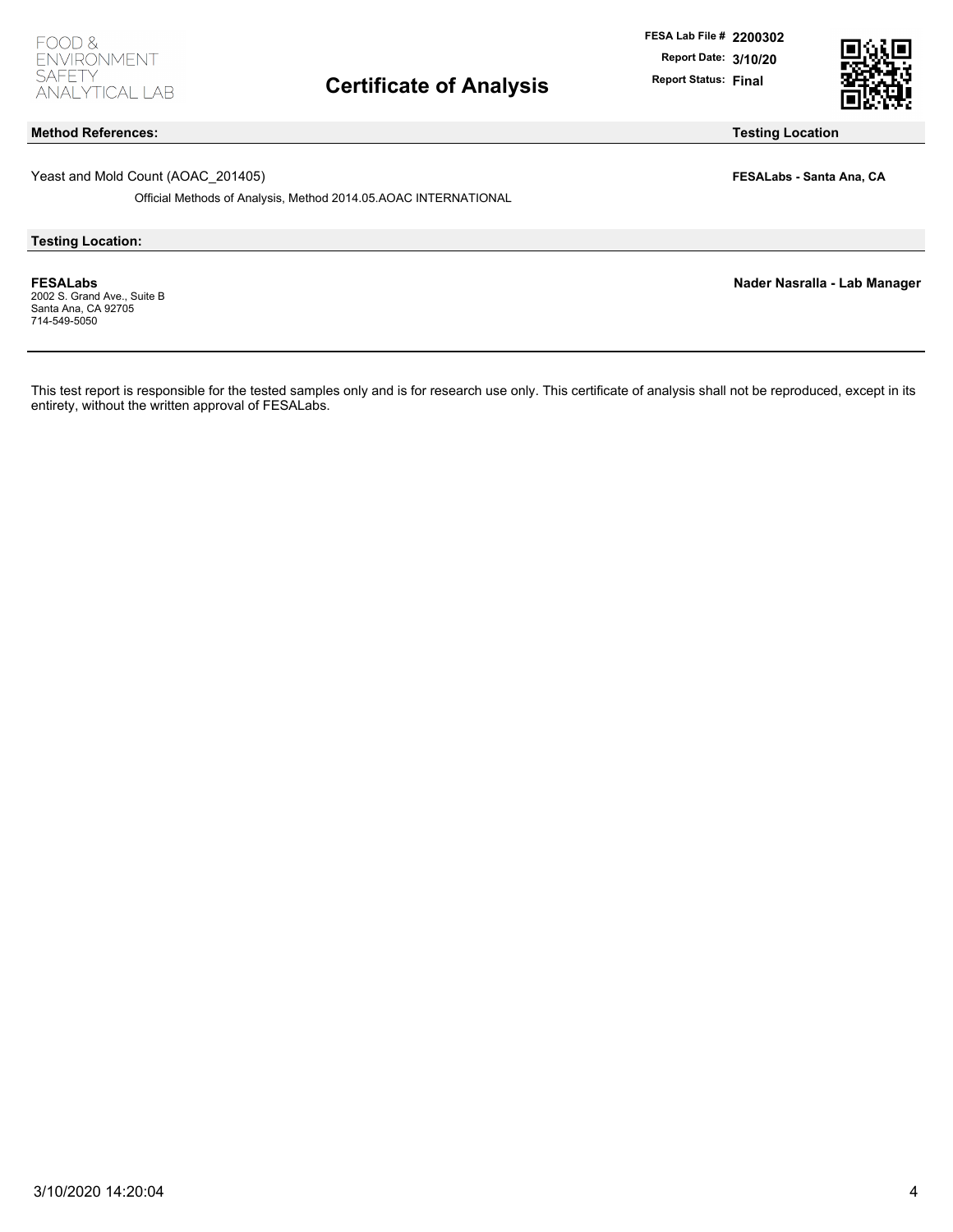FOOD & ENVIRONMENT SAFETY ANALYTICAL LAB

# Certificate of Analysis

**FESA Lab File #** **2200302**
**Report Date:** **3/10/20**
**Report Status:** **Final**

| **Method References:** | **Testing Location** |
| --- | --- |
| Yeast and Mold Count (AOAC_201405)<br>Official Methods of Analysis, Method 2014.05.AOAC INTERNATIONAL | **FESALabs - Santa Ana, CA** |

**Testing Location:**

**FESALabs**
2002 S. Grand Ave., Suite B
Santa Ana, CA 92705
714-549-5050

**Nader Nasralla - Lab Manager**

This test report is responsible for the tested samples only and is for research use only. This certificate of analysis shall not be reproduced, except in its entirety, without the written approval of FESALabs.

3/10/2020 14:20:04